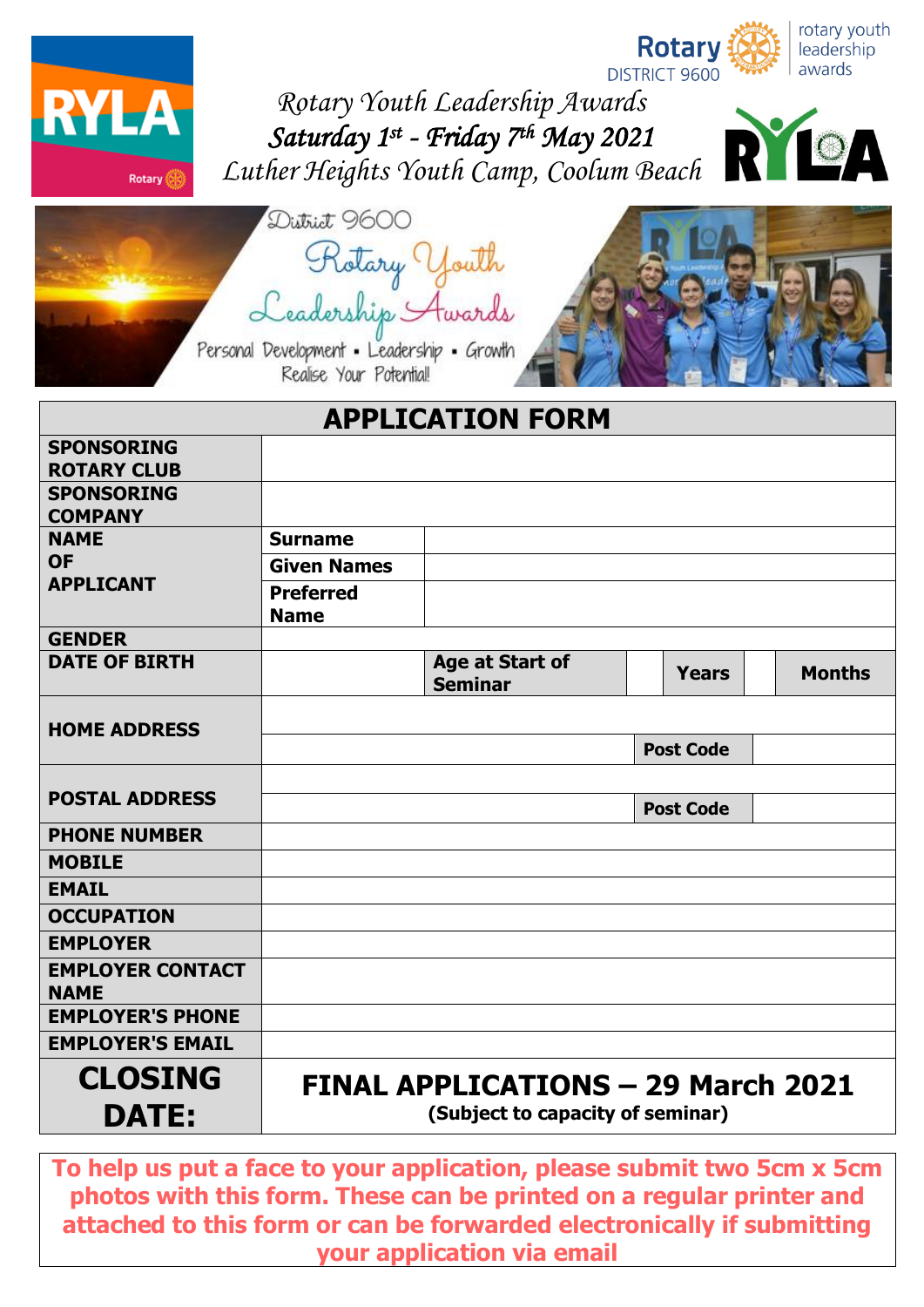Rotary DISTRICT 9600 — rotary youth leadership awards

*Rotary Youth Leadership Awards*

***Saturday 1st - Friday 7th May 2021***

*Luther Heights Youth Camp, Coolum Beach*

District 9600 Rotary Youth Leadership Awards

Personal Development ▪ Leadership ▪ Growth

Realise Your Potential!

## APPLICATION FORM

| | | | | | | |
|---|---|---|---|---|---|---|
| **SPONSORING ROTARY CLUB** | | | | | | |
| **SPONSORING COMPANY** | | | | | | |
| **NAME OF APPLICANT** | **Surname** | | | | | |
| | **Given Names** | | | | | |
| | **Preferred Name** | | | | | |
| **GENDER** | | | | | | |
| **DATE OF BIRTH** | | **Age at Start of Seminar** | | **Years** | | **Months** |
| **HOME ADDRESS** | | | | | | |
| | | | | **Post Code** | | |
| **POSTAL ADDRESS** | | | | | | |
| | | | | **Post Code** | | |
| **PHONE NUMBER** | | | | | | |
| **MOBILE** | | | | | | |
| **EMAIL** | | | | | | |
| **OCCUPATION** | | | | | | |
| **EMPLOYER** | | | | | | |
| **EMPLOYER CONTACT NAME** | | | | | | |
| **EMPLOYER'S PHONE** | | | | | | |
| **EMPLOYER'S EMAIL** | | | | | | |
| **CLOSING DATE:** | **FINAL APPLICATIONS – 29 March 2021** (Subject to capacity of seminar) | | | | | |

**To help us put a face to your application, please submit two 5cm x 5cm photos with this form. These can be printed on a regular printer and attached to this form or can be forwarded electronically if submitting your application via email**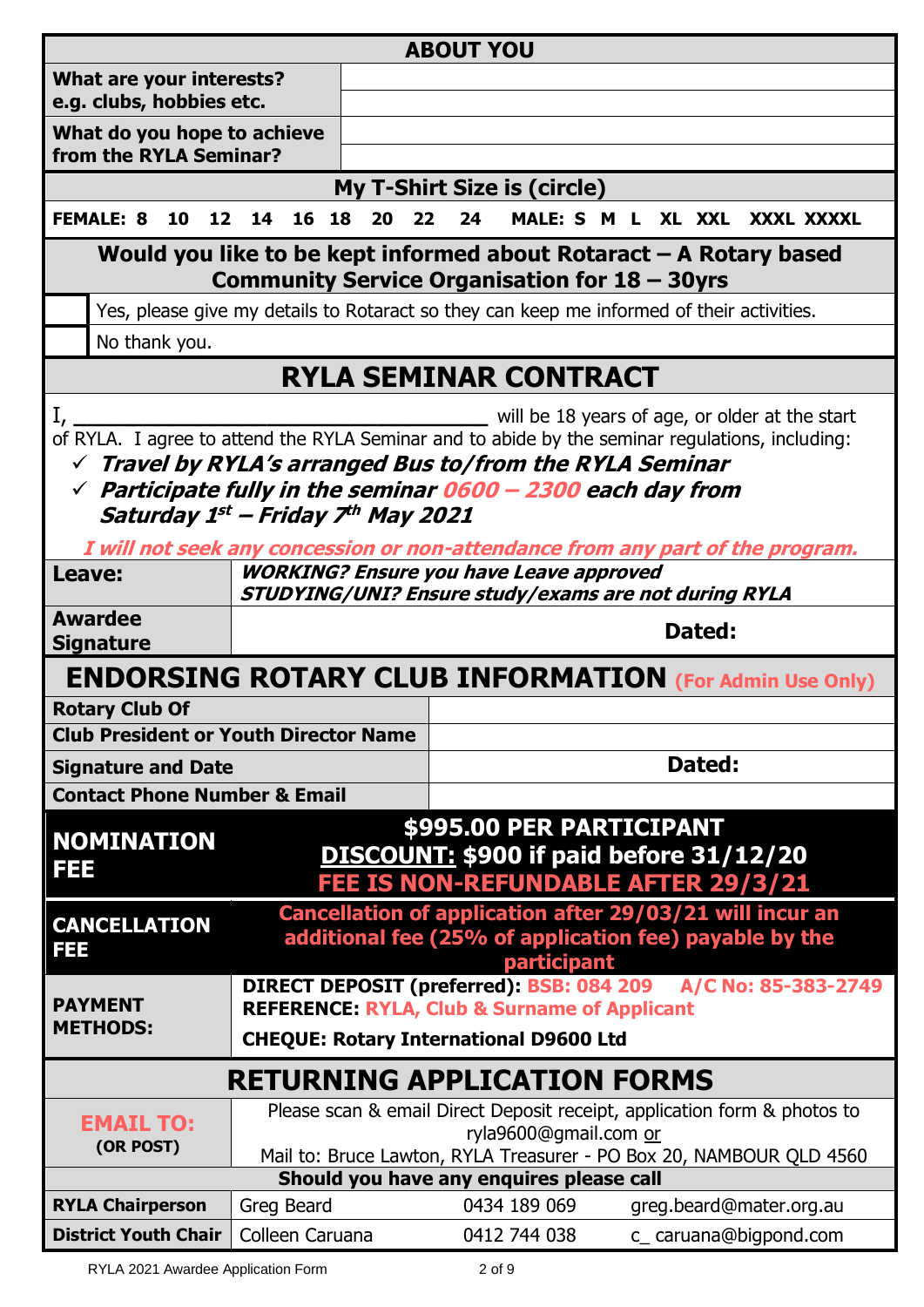## ABOUT YOU

| | |
|---|---|
| **What are your interests? e.g. clubs, hobbies etc.** | |
| **What do you hope to achieve from the RYLA Seminar?** | |

**My T-Shirt Size is (circle)**

**FEMALE: 8 10 12 14 16 18 20 22 24 MALE: S M L XL XXL XXXL XXXXL**

**Would you like to be kept informed about Rotaract – A Rotary based Community Service Organisation for 18 – 30yrs**

| | |
|---|---|
| ☐ | Yes, please give my details to Rotaract so they can keep me informed of their activities. |
| ☐ | No thank you. |

## RYLA SEMINAR CONTRACT

I, ______________________________ will be 18 years of age, or older at the start of RYLA. I agree to attend the RYLA Seminar and to abide by the seminar regulations, including:

- ✓ ***Travel by RYLA's arranged Bus to/from the RYLA Seminar***
- ✓ ***Participate fully in the seminar 0600 – 2300 each day from Saturday 1st – Friday 7th May 2021***

***I will not seek any concession or non-attendance from any part of the program.***

| | |
|---|---|
| **Leave:** | ***WORKING? Ensure you have Leave approved*** ***STUDYING/UNI? Ensure study/exams are not during RYLA*** |
| **Awardee Signature** | **Dated:** |

## ENDORSING ROTARY CLUB INFORMATION (For Admin Use Only)

| | |
|---|---|
| **Rotary Club Of** | |
| **Club President or Youth Director Name** | |
| **Signature and Date** | **Dated:** |
| **Contact Phone Number & Email** | |

| | |
|---|---|
| **NOMINATION FEE** | **$995.00 PER PARTICIPANT** **DISCOUNT: $900 if paid before 31/12/20** **FEE IS NON-REFUNDABLE AFTER 29/3/21** |
| **CANCELLATION FEE** | **Cancellation of application after 29/03/21 will incur an additional fee (25% of application fee) payable by the participant** |
| **PAYMENT METHODS:** | **DIRECT DEPOSIT (preferred): BSB: 084 209 A/C No: 85-383-2749** **REFERENCE: RYLA, Club & Surname of Applicant** **CHEQUE: Rotary International D9600 Ltd** |

## RETURNING APPLICATION FORMS

| | |
|---|---|
| **EMAIL TO: (OR POST)** | Please scan & email Direct Deposit receipt, application form & photos to ryla9600@gmail.com or Mail to: Bruce Lawton, RYLA Treasurer - PO Box 20, NAMBOUR QLD 4560 |

**Should you have any enquires please call**

| | | | |
|---|---|---|---|
| **RYLA Chairperson** | Greg Beard | 0434 189 069 | greg.beard@mater.org.au |
| **District Youth Chair** | Colleen Caruana | 0412 744 038 | c_caruana@bigpond.com |

RYLA 2021 Awardee Application Form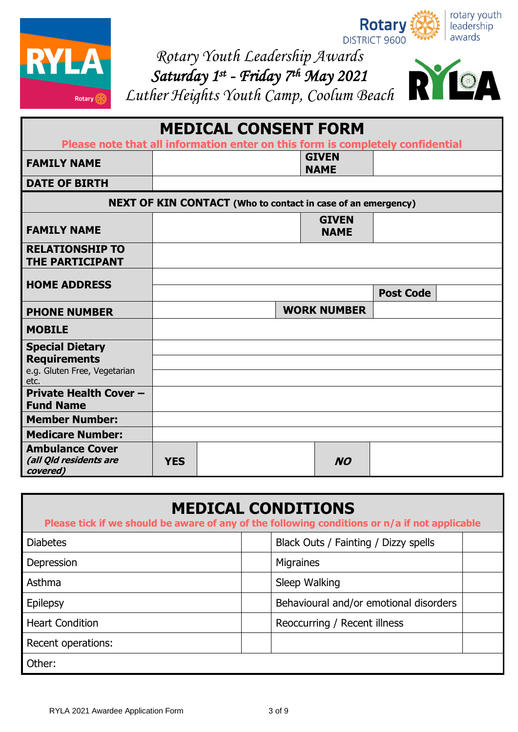*Rotary Youth Leadership Awards*

***Saturday 1st - Friday 7th May 2021***

*Luther Heights Youth Camp, Coolum Beach*

# MEDICAL CONSENT FORM

**Please note that all information enter on this form is completely confidential**

| | | | |
|---|---|---|---|
| **FAMILY NAME** | | **GIVEN NAME** | |
| **DATE OF BIRTH** | | | |

**NEXT OF KIN CONTACT (Who to contact in case of an emergency)**

| | | | | |
|---|---|---|---|---|
| **FAMILY NAME** | | **GIVEN NAME** | | |
| **RELATIONSHIP TO THE PARTICIPANT** | | | | |
| **HOME ADDRESS** | | | | |
| | | | **Post Code** | |
| **PHONE NUMBER** | | **WORK NUMBER** | | |
| **MOBILE** | | | | |
| **Special Dietary Requirements** e.g. Gluten Free, Vegetarian etc. | | | | |
| **Private Health Cover – Fund Name** | | | | |
| **Member Number:** | | | | |
| **Medicare Number:** | | | | |
| **Ambulance Cover** ***(all Qld residents are covered)*** | **YES** | | ***NO*** | |

# MEDICAL CONDITIONS

**Please tick if we should be aware of any of the following conditions or n/a if not applicable**

| | | | |
|---|---|---|---|
| Diabetes | | Black Outs / Fainting / Dizzy spells | |
| Depression | | Migraines | |
| Asthma | | Sleep Walking | |
| Epilepsy | | Behavioural and/or emotional disorders | |
| Heart Condition | | Reoccurring / Recent illness | |
| Recent operations: | | | |
| Other: | | | |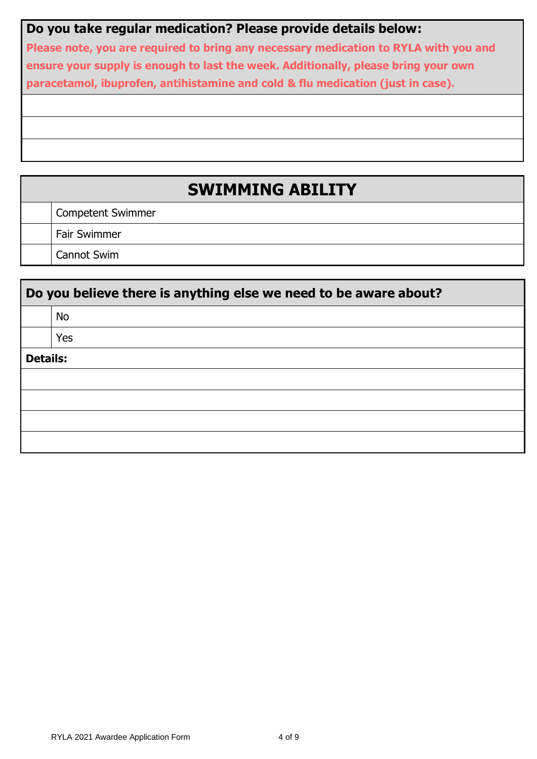**Do you take regular medication? Please provide details below:**

**Please note, you are required to bring any necessary medication to RYLA with you and ensure your supply is enough to last the week. Additionally, please bring your own paracetamol, ibuprofen, antihistamine and cold & flu medication (just in case).**

| |
|---|
| |
| |
| |

## SWIMMING ABILITY

| | |
|---|---|
| | Competent Swimmer |
| | Fair Swimmer |
| | Cannot Swim |

**Do you believe there is anything else we need to be aware about?**

| | |
|---|---|
| | No |
| | Yes |

**Details:**

| |
|---|
| |
| |
| |
| |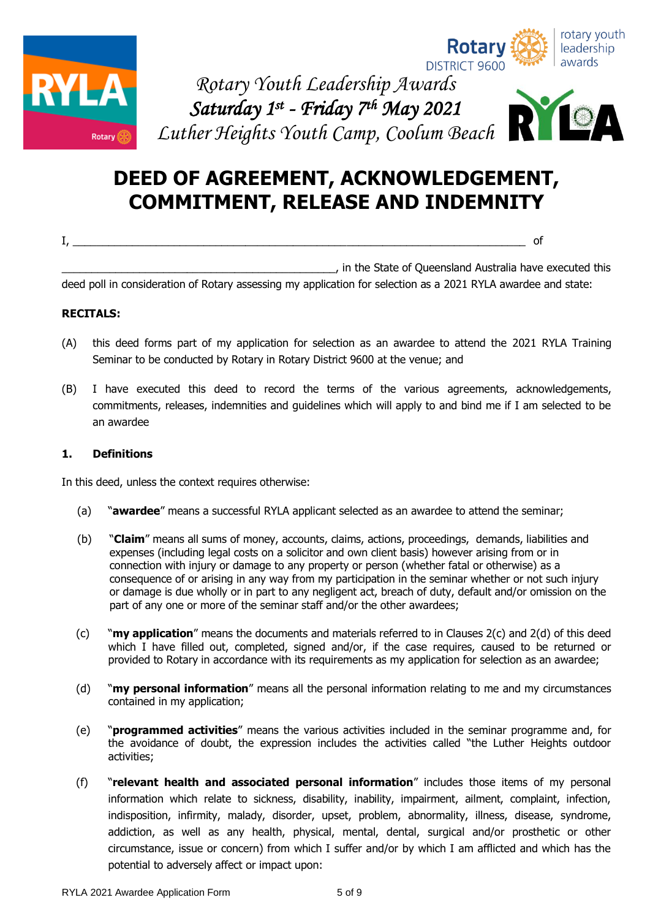Rotary Youth Leadership Awards
**Saturday 1st - Friday 7th May 2021**
Luther Heights Youth Camp, Coolum Beach

# DEED OF AGREEMENT, ACKNOWLEDGEMENT, COMMITMENT, RELEASE AND INDEMNITY

I, ______________________________________________________________________ of

_____________________________________________, in the State of Queensland Australia have executed this deed poll in consideration of Rotary assessing my application for selection as a 2021 RYLA awardee and state:

**RECITALS:**

(A) this deed forms part of my application for selection as an awardee to attend the 2021 RYLA Training Seminar to be conducted by Rotary in Rotary District 9600 at the venue; and

(B) I have executed this deed to record the terms of the various agreements, acknowledgements, commitments, releases, indemnities and guidelines which will apply to and bind me if I am selected to be an awardee

**1. Definitions**

In this deed, unless the context requires otherwise:

(a) "**awardee**" means a successful RYLA applicant selected as an awardee to attend the seminar;

(b) "**Claim**" means all sums of money, accounts, claims, actions, proceedings, demands, liabilities and expenses (including legal costs on a solicitor and own client basis) however arising from or in connection with injury or damage to any property or person (whether fatal or otherwise) as a consequence of or arising in any way from my participation in the seminar whether or not such injury or damage is due wholly or in part to any negligent act, breach of duty, default and/or omission on the part of any one or more of the seminar staff and/or the other awardees;

(c) "**my application**" means the documents and materials referred to in Clauses 2(c) and 2(d) of this deed which I have filled out, completed, signed and/or, if the case requires, caused to be returned or provided to Rotary in accordance with its requirements as my application for selection as an awardee;

(d) "**my personal information**" means all the personal information relating to me and my circumstances contained in my application;

(e) "**programmed activities**" means the various activities included in the seminar programme and, for the avoidance of doubt, the expression includes the activities called "the Luther Heights outdoor activities;

(f) "**relevant health and associated personal information**" includes those items of my personal information which relate to sickness, disability, inability, impairment, ailment, complaint, infection, indisposition, infirmity, malady, disorder, upset, problem, abnormality, illness, disease, syndrome, addiction, as well as any health, physical, mental, dental, surgical and/or prosthetic or other circumstance, issue or concern) from which I suffer and/or by which I am afflicted and which has the potential to adversely affect or impact upon: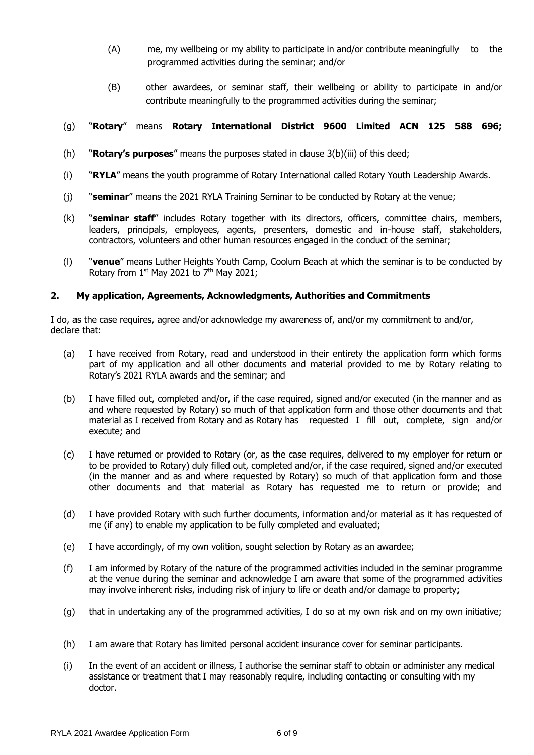(A) me, my wellbeing or my ability to participate in and/or contribute meaningfully to the programmed activities during the seminar; and/or

(B) other awardees, or seminar staff, their wellbeing or ability to participate in and/or contribute meaningfully to the programmed activities during the seminar;

(g) "**Rotary**" means **Rotary International District 9600 Limited ACN 125 588 696;**

(h) "**Rotary's purposes**" means the purposes stated in clause 3(b)(iii) of this deed;

(i) "**RYLA**" means the youth programme of Rotary International called Rotary Youth Leadership Awards.

(j) "**seminar**" means the 2021 RYLA Training Seminar to be conducted by Rotary at the venue;

(k) "**seminar staff**" includes Rotary together with its directors, officers, committee chairs, members, leaders, principals, employees, agents, presenters, domestic and in-house staff, stakeholders, contractors, volunteers and other human resources engaged in the conduct of the seminar;

(l) "**venue**" means Luther Heights Youth Camp, Coolum Beach at which the seminar is to be conducted by Rotary from 1st May 2021 to 7th May 2021;

## 2. My application, Agreements, Acknowledgments, Authorities and Commitments

I do, as the case requires, agree and/or acknowledge my awareness of, and/or my commitment to and/or, declare that:

(a) I have received from Rotary, read and understood in their entirety the application form which forms part of my application and all other documents and material provided to me by Rotary relating to Rotary's 2021 RYLA awards and the seminar; and

(b) I have filled out, completed and/or, if the case required, signed and/or executed (in the manner and as and where requested by Rotary) so much of that application form and those other documents and that material as I received from Rotary and as Rotary has requested I fill out, complete, sign and/or execute; and

(c) I have returned or provided to Rotary (or, as the case requires, delivered to my employer for return or to be provided to Rotary) duly filled out, completed and/or, if the case required, signed and/or executed (in the manner and as and where requested by Rotary) so much of that application form and those other documents and that material as Rotary has requested me to return or provide; and

(d) I have provided Rotary with such further documents, information and/or material as it has requested of me (if any) to enable my application to be fully completed and evaluated;

(e) I have accordingly, of my own volition, sought selection by Rotary as an awardee;

(f) I am informed by Rotary of the nature of the programmed activities included in the seminar programme at the venue during the seminar and acknowledge I am aware that some of the programmed activities may involve inherent risks, including risk of injury to life or death and/or damage to property;

(g) that in undertaking any of the programmed activities, I do so at my own risk and on my own initiative;

(h) I am aware that Rotary has limited personal accident insurance cover for seminar participants.

(i) In the event of an accident or illness, I authorise the seminar staff to obtain or administer any medical assistance or treatment that I may reasonably require, including contacting or consulting with my doctor.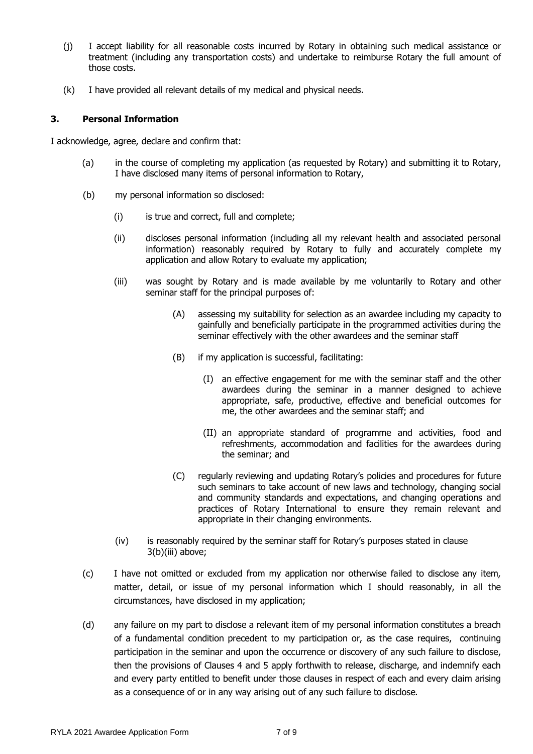(j) I accept liability for all reasonable costs incurred by Rotary in obtaining such medical assistance or treatment (including any transportation costs) and undertake to reimburse Rotary the full amount of those costs.

(k) I have provided all relevant details of my medical and physical needs.

### 3. Personal Information

I acknowledge, agree, declare and confirm that:

(a) in the course of completing my application (as requested by Rotary) and submitting it to Rotary, I have disclosed many items of personal information to Rotary,

(b) my personal information so disclosed:

  (i) is true and correct, full and complete;

  (ii) discloses personal information (including all my relevant health and associated personal information) reasonably required by Rotary to fully and accurately complete my application and allow Rotary to evaluate my application;

  (iii) was sought by Rotary and is made available by me voluntarily to Rotary and other seminar staff for the principal purposes of:

    (A) assessing my suitability for selection as an awardee including my capacity to gainfully and beneficially participate in the programmed activities during the seminar effectively with the other awardees and the seminar staff

    (B) if my application is successful, facilitating:

      (I) an effective engagement for me with the seminar staff and the other awardees during the seminar in a manner designed to achieve appropriate, safe, productive, effective and beneficial outcomes for me, the other awardees and the seminar staff; and

      (II) an appropriate standard of programme and activities, food and refreshments, accommodation and facilities for the awardees during the seminar; and

    (C) regularly reviewing and updating Rotary's policies and procedures for future such seminars to take account of new laws and technology, changing social and community standards and expectations, and changing operations and practices of Rotary International to ensure they remain relevant and appropriate in their changing environments.

  (iv) is reasonably required by the seminar staff for Rotary's purposes stated in clause 3(b)(iii) above;

(c) I have not omitted or excluded from my application nor otherwise failed to disclose any item, matter, detail, or issue of my personal information which I should reasonably, in all the circumstances, have disclosed in my application;

(d) any failure on my part to disclose a relevant item of my personal information constitutes a breach of a fundamental condition precedent to my participation or, as the case requires, continuing participation in the seminar and upon the occurrence or discovery of any such failure to disclose, then the provisions of Clauses 4 and 5 apply forthwith to release, discharge, and indemnify each and every party entitled to benefit under those clauses in respect of each and every claim arising as a consequence of or in any way arising out of any such failure to disclose.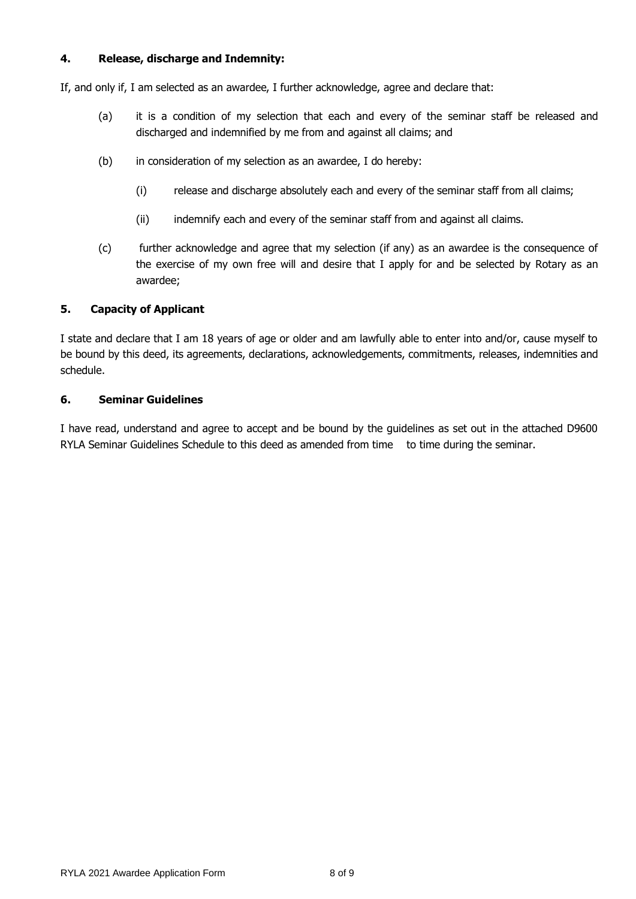### 4. Release, discharge and Indemnity:

If, and only if, I am selected as an awardee, I further acknowledge, agree and declare that:

(a) it is a condition of my selection that each and every of the seminar staff be released and discharged and indemnified by me from and against all claims; and

(b) in consideration of my selection as an awardee, I do hereby:

  (i) release and discharge absolutely each and every of the seminar staff from all claims;

  (ii) indemnify each and every of the seminar staff from and against all claims.

(c) further acknowledge and agree that my selection (if any) as an awardee is the consequence of the exercise of my own free will and desire that I apply for and be selected by Rotary as an awardee;

### 5. Capacity of Applicant

I state and declare that I am 18 years of age or older and am lawfully able to enter into and/or, cause myself to be bound by this deed, its agreements, declarations, acknowledgements, commitments, releases, indemnities and schedule.

### 6. Seminar Guidelines

I have read, understand and agree to accept and be bound by the guidelines as set out in the attached D9600 RYLA Seminar Guidelines Schedule to this deed as amended from time to time during the seminar.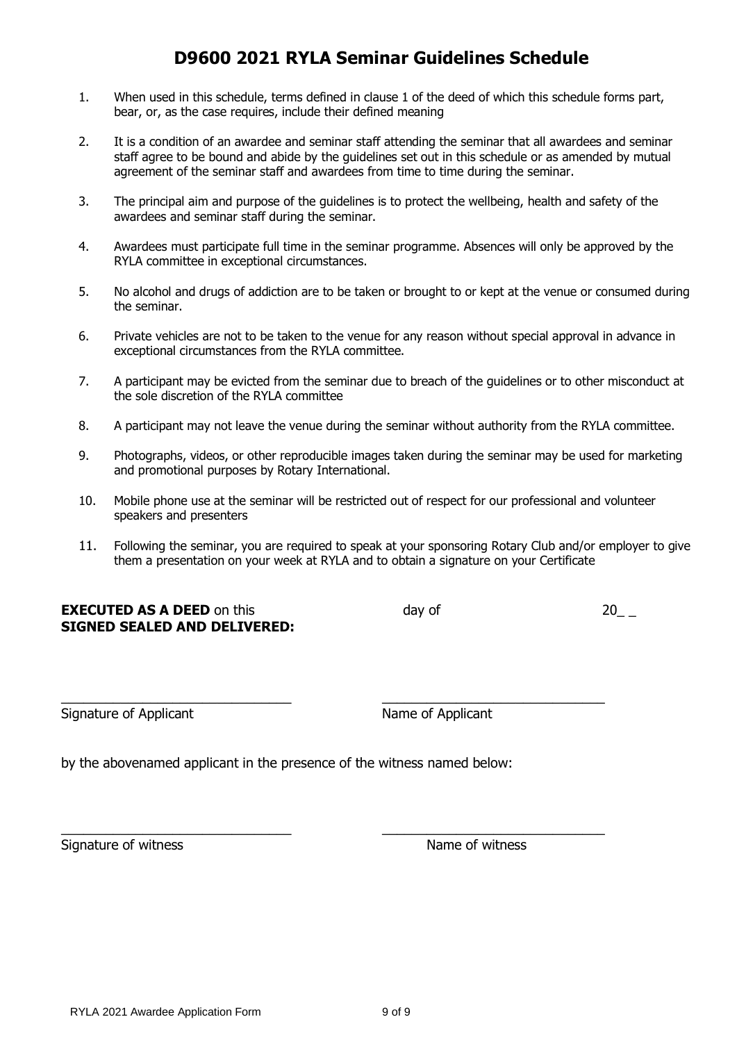# D9600 2021 RYLA Seminar Guidelines Schedule

1. When used in this schedule, terms defined in clause 1 of the deed of which this schedule forms part, bear, or, as the case requires, include their defined meaning

2. It is a condition of an awardee and seminar staff attending the seminar that all awardees and seminar staff agree to be bound and abide by the guidelines set out in this schedule or as amended by mutual agreement of the seminar staff and awardees from time to time during the seminar.

3. The principal aim and purpose of the guidelines is to protect the wellbeing, health and safety of the awardees and seminar staff during the seminar.

4. Awardees must participate full time in the seminar programme. Absences will only be approved by the RYLA committee in exceptional circumstances.

5. No alcohol and drugs of addiction are to be taken or brought to or kept at the venue or consumed during the seminar.

6. Private vehicles are not to be taken to the venue for any reason without special approval in advance in exceptional circumstances from the RYLA committee.

7. A participant may be evicted from the seminar due to breach of the guidelines or to other misconduct at the sole discretion of the RYLA committee

8. A participant may not leave the venue during the seminar without authority from the RYLA committee.

9. Photographs, videos, or other reproducible images taken during the seminar may be used for marketing and promotional purposes by Rotary International.

10. Mobile phone use at the seminar will be restricted out of respect for our professional and volunteer speakers and presenters

11. Following the seminar, you are required to speak at your sponsoring Rotary Club and/or employer to give them a presentation on your week at RYLA and to obtain a signature on your Certificate

**EXECUTED AS A DEED** on this day of 20_ _
**SIGNED SEALED AND DELIVERED:**

_______________________________ _______________________________
Signature of Applicant Name of Applicant

by the abovenamed applicant in the presence of the witness named below:

_______________________________ _______________________________
Signature of witness Name of witness